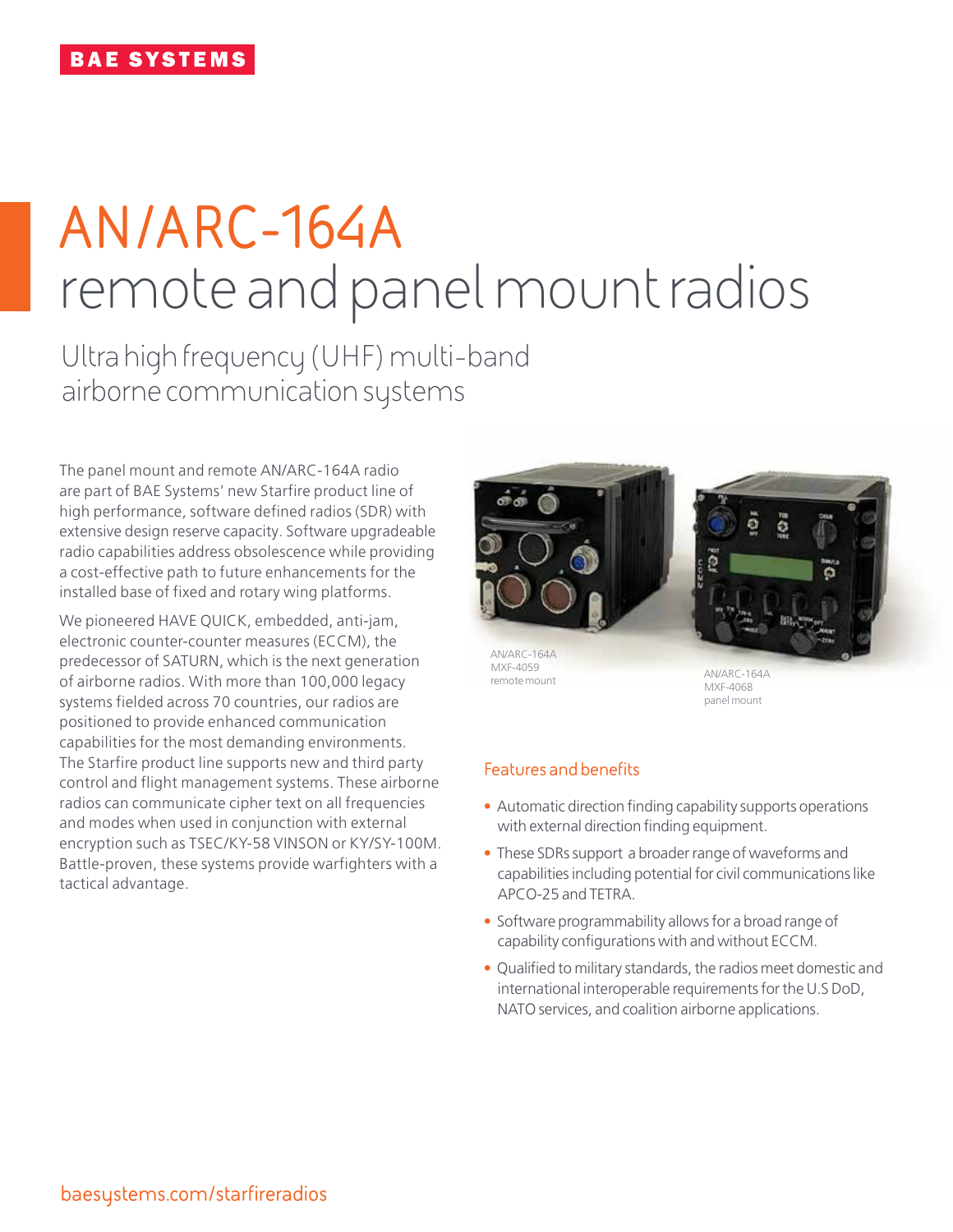BAE SYSTEMS

# AN/ARC-164A remote and panel mount radios

## Ultra high frequency (UHF) multi-band airborne communication systems

The panel mount and remote AN/ARC-164A radio are part of BAE Systems' new Starfire product line of high performance, software defined radios (SDR) with extensive design reserve capacity. Software upgradeable radio capabilities address obsolescence while providing a cost-effective path to future enhancements for the installed base of fixed and rotary wing platforms.

We pioneered HAVE QUICK, embedded, anti-jam, electronic counter-counter measures (ECCM), the predecessor of SATURN, which is the next generation of airborne radios. With more than 100,000 legacy systems fielded across 70 countries, our radios are positioned to provide enhanced communication capabilities for the most demanding environments. The Starfire product line supports new and third party control and flight management systems. These airborne radios can communicate cipher text on all frequencies and modes when used in conjunction with external encryption such as TSEC/KY-58 VINSON or KY/SY-100M. Battle-proven, these systems provide warfighters with a tactical advantage.

AN/ARC-164A
MXF-4059
remote mount

AN/ARC-164A
MXF-4068
panel mount

### Features and benefits

- Automatic direction finding capability supports operations with external direction finding equipment.
- These SDRs support a broader range of waveforms and capabilities including potential for civil communications like APCO-25 and TETRA.
- Software programmability allows for a broad range of capability configurations with and without ECCM.
- Qualified to military standards, the radios meet domestic and international interoperable requirements for the U.S DoD, NATO services, and coalition airborne applications.

baesystems.com/starfireradios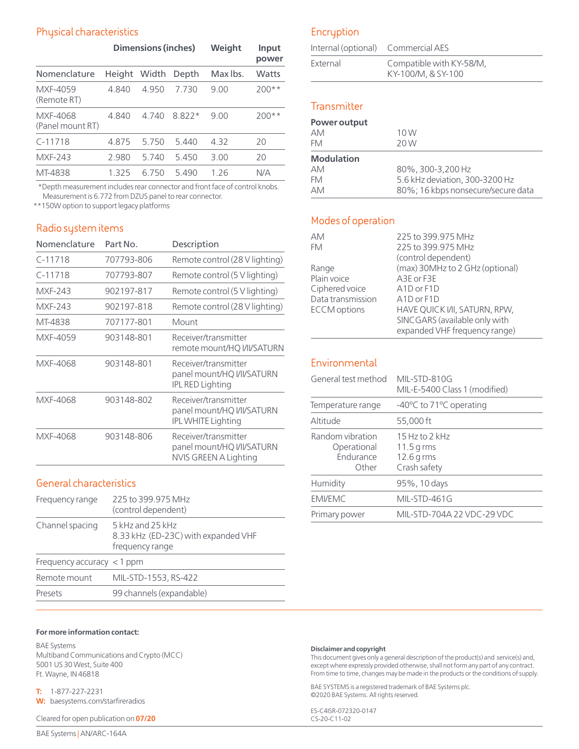## Physical characteristics

| | Dimensions (inches) | | | Weight | Input power |
|---|---|---|---|---|---|
| Nomenclature | Height | Width | Depth | Max lbs. | Watts |
| MXF-4059 (Remote RT) | 4.840 | 4.950 | 7.730 | 9.00 | 200** |
| MXF-4068 (Panel mount RT) | 4.840 | 4.740 | 8.822* | 9.00 | 200** |
| C-11718 | 4.875 | 5.750 | 5.440 | 4.32 | 20 |
| MXF-243 | 2.980 | 5.740 | 5.450 | 3.00 | 20 |
| MT-4838 | 1.325 | 6.750 | 5.490 | 1.26 | N/A |

*Depth measurement includes rear connector and front face of control knobs. Measurement is 6.772 from DZUS panel to rear connector.

**150W option to support legacy platforms

## Radio system items

| Nomenclature | Part No. | Description |
|---|---|---|
| C-11718 | 707793-806 | Remote control (28 V lighting) |
| C-11718 | 707793-807 | Remote control (5 V lighting) |
| MXF-243 | 902197-817 | Remote control (5 V lighting) |
| MXF-243 | 902197-818 | Remote control (28 V lighting) |
| MT-4838 | 707177-801 | Mount |
| MXF-4059 | 903148-801 | Receiver/transmitter remote mount/HQ I/II/SATURN |
| MXF-4068 | 903148-801 | Receiver/transmitter panel mount/HQ I/II/SATURN IPL RED Lighting |
| MXF-4068 | 903148-802 | Receiver/transmitter panel mount/HQ I/II/SATURN IPL WHITE Lighting |
| MXF-4068 | 903148-806 | Receiver/transmitter panel mount/HQ I/II/SATURN NVIS GREEN A Lighting |

## General characteristics

| | |
|---|---|
| Frequency range | 225 to 399.975 MHz (control dependent) |
| Channel spacing | 5 kHz and 25 kHz<br>8.33 kHz (ED-23C) with expanded VHF frequency range |
| Frequency accuracy | < 1 ppm |
| Remote mount | MIL-STD-1553, RS-422 |
| Presets | 99 channels (expandable) |

## Encryption

| | |
|---|---|
| Internal (optional) | Commercial AES |
| External | Compatible with KY-58/M, KY-100/M, & SY-100 |

## Transmitter

| | |
|---|---|
| **Power output** | |
| AM | 10 W |
| FM | 20 W |
| **Modulation** | |
| AM | 80%, 300-3,200 Hz |
| FM | 5.6 kHz deviation, 300-3200 Hz |
| AM | 80%; 16 kbps nonsecure/secure data |

## Modes of operation

| | |
|---|---|
| AM | 225 to 399.975 MHz |
| FM | 225 to 399.975 MHz (control dependent) |
| Range | (max) 30MHz to 2 GHz (optional) |
| Plain voice | A3E or F3E |
| Ciphered voice | A1D or F1D |
| Data transmission | A1D or F1D |
| ECCM options | HAVE QUICK I/II, SATURN, RPW, SINCGARS (available only with expanded VHF frequency range) |

## Environmental

| | |
|---|---|
| General test method | MIL-STD-810G<br>MIL-E-5400 Class 1 (modified) |
| Temperature range | -40°C to 71°C operating |
| Altitude | 55,000 ft |
| Random vibration | 15 Hz to 2 kHz |
| Operational | 11.5 g rms |
| Endurance | 12.6 g rms |
| Other | Crash safety |
| Humidity | 95%, 10 days |
| EMI/EMC | MIL-STD-461G |
| Primary power | MIL-STD-704A 22 VDC-29 VDC |

**For more information contact:**

BAE Systems
Multiband Communications and Crypto (MCC)
5001 US 30 West, Suite 400
Ft. Wayne, IN 46818

**T:** 1-877-227-2231
**W:** baesystems.com/starfireradios

Cleared for open publication on **07/20**

**Disclaimer and copyright**

This document gives only a general description of the product(s) and service(s) and, except where expressly provided otherwise, shall not form any part of any contract. From time to time, changes may be made in the products or the conditions of supply.

BAE SYSTEMS is a registered trademark of BAE Systems plc.
©2020 BAE Systems. All rights reserved.

ES-C4ISR-072320-0147
CS-20-C11-02